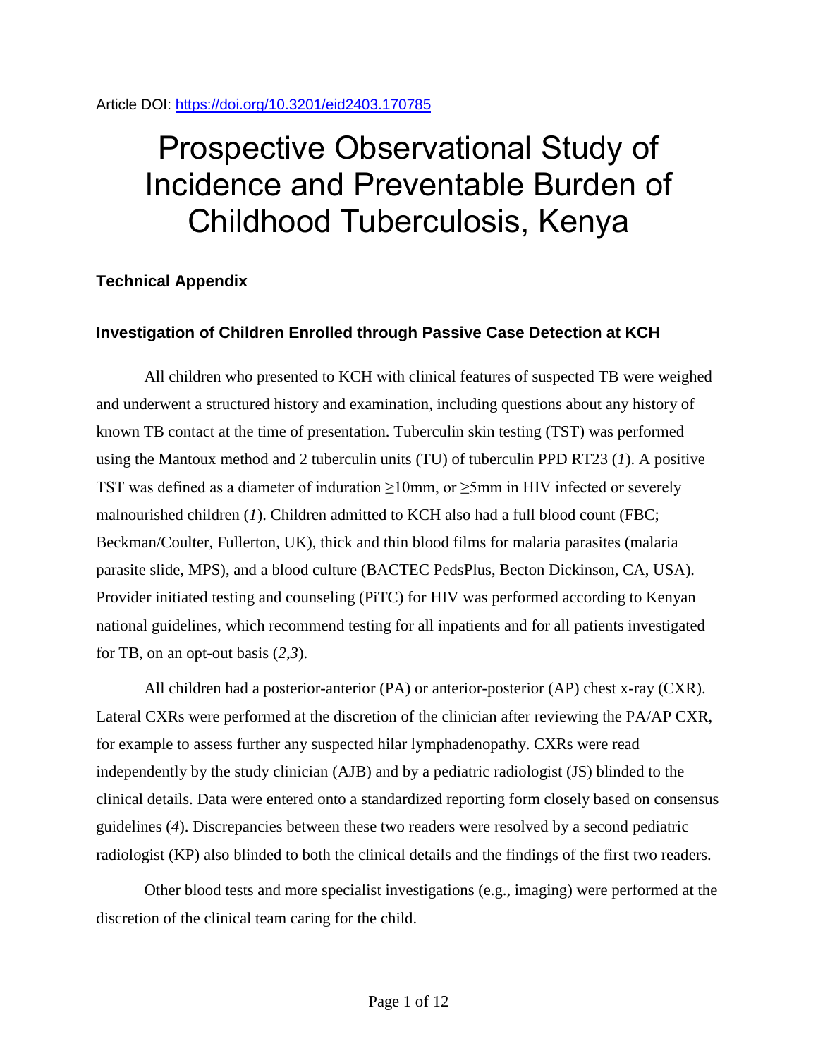Article DOI: https://doi.org/10.3201/eid2403.170785

# Prospective Observational Study of Incidence and Preventable Burden of Childhood Tuberculosis, Kenya

## Technical Appendix

### Investigation of Children Enrolled through Passive Case Detection at KCH

All children who presented to KCH with clinical features of suspected TB were weighed and underwent a structured history and examination, including questions about any history of known TB contact at the time of presentation. Tuberculin skin testing (TST) was performed using the Mantoux method and 2 tuberculin units (TU) of tuberculin PPD RT23 (*1*). A positive TST was defined as a diameter of induration ≥10mm, or ≥5mm in HIV infected or severely malnourished children (*1*). Children admitted to KCH also had a full blood count (FBC; Beckman/Coulter, Fullerton, UK), thick and thin blood films for malaria parasites (malaria parasite slide, MPS), and a blood culture (BACTEC PedsPlus, Becton Dickinson, CA, USA). Provider initiated testing and counseling (PiTC) for HIV was performed according to Kenyan national guidelines, which recommend testing for all inpatients and for all patients investigated for TB, on an opt-out basis (*2*,*3*).

All children had a posterior-anterior (PA) or anterior-posterior (AP) chest x-ray (CXR). Lateral CXRs were performed at the discretion of the clinician after reviewing the PA/AP CXR, for example to assess further any suspected hilar lymphadenopathy. CXRs were read independently by the study clinician (AJB) and by a pediatric radiologist (JS) blinded to the clinical details. Data were entered onto a standardized reporting form closely based on consensus guidelines (*4*). Discrepancies between these two readers were resolved by a second pediatric radiologist (KP) also blinded to both the clinical details and the findings of the first two readers.

Other blood tests and more specialist investigations (e.g., imaging) were performed at the discretion of the clinical team caring for the child.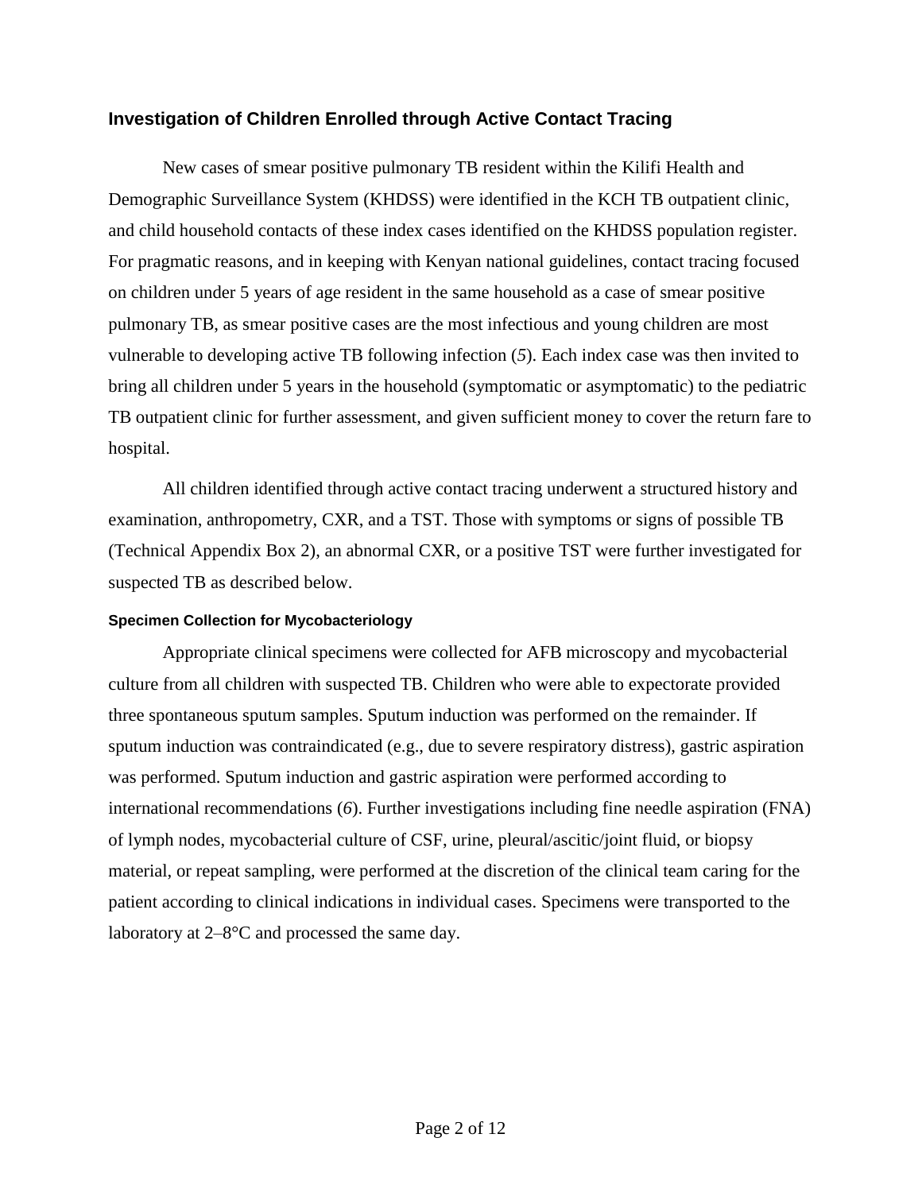## Investigation of Children Enrolled through Active Contact Tracing

New cases of smear positive pulmonary TB resident within the Kilifi Health and Demographic Surveillance System (KHDSS) were identified in the KCH TB outpatient clinic, and child household contacts of these index cases identified on the KHDSS population register. For pragmatic reasons, and in keeping with Kenyan national guidelines, contact tracing focused on children under 5 years of age resident in the same household as a case of smear positive pulmonary TB, as smear positive cases are the most infectious and young children are most vulnerable to developing active TB following infection (*5*). Each index case was then invited to bring all children under 5 years in the household (symptomatic or asymptomatic) to the pediatric TB outpatient clinic for further assessment, and given sufficient money to cover the return fare to hospital.

All children identified through active contact tracing underwent a structured history and examination, anthropometry, CXR, and a TST. Those with symptoms or signs of possible TB (Technical Appendix Box 2), an abnormal CXR, or a positive TST were further investigated for suspected TB as described below.

### Specimen Collection for Mycobacteriology

Appropriate clinical specimens were collected for AFB microscopy and mycobacterial culture from all children with suspected TB. Children who were able to expectorate provided three spontaneous sputum samples. Sputum induction was performed on the remainder. If sputum induction was contraindicated (e.g., due to severe respiratory distress), gastric aspiration was performed. Sputum induction and gastric aspiration were performed according to international recommendations (*6*). Further investigations including fine needle aspiration (FNA) of lymph nodes, mycobacterial culture of CSF, urine, pleural/ascitic/joint fluid, or biopsy material, or repeat sampling, were performed at the discretion of the clinical team caring for the patient according to clinical indications in individual cases. Specimens were transported to the laboratory at 2–8°C and processed the same day.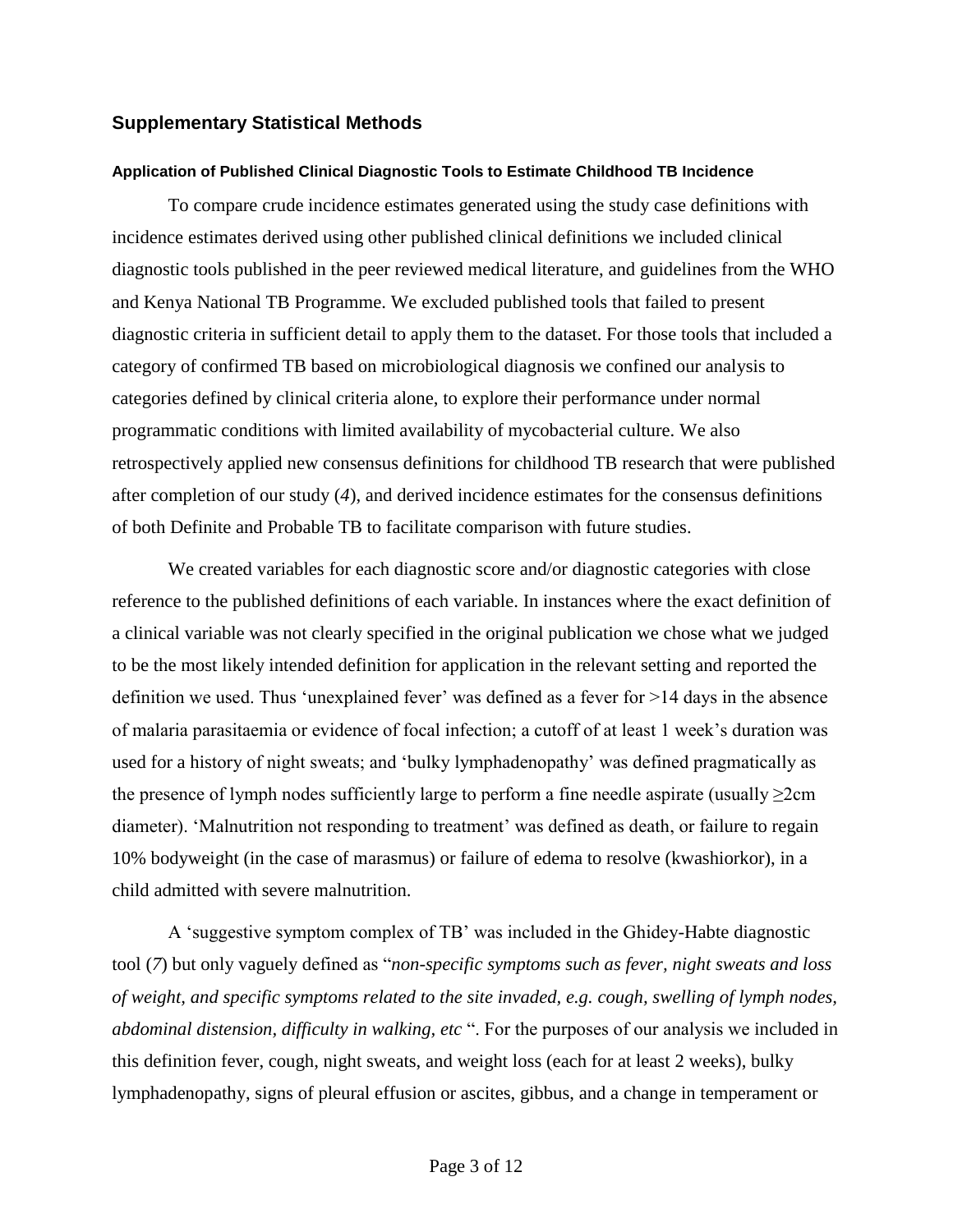## Supplementary Statistical Methods

### Application of Published Clinical Diagnostic Tools to Estimate Childhood TB Incidence

To compare crude incidence estimates generated using the study case definitions with incidence estimates derived using other published clinical definitions we included clinical diagnostic tools published in the peer reviewed medical literature, and guidelines from the WHO and Kenya National TB Programme. We excluded published tools that failed to present diagnostic criteria in sufficient detail to apply them to the dataset. For those tools that included a category of confirmed TB based on microbiological diagnosis we confined our analysis to categories defined by clinical criteria alone, to explore their performance under normal programmatic conditions with limited availability of mycobacterial culture. We also retrospectively applied new consensus definitions for childhood TB research that were published after completion of our study (*4*), and derived incidence estimates for the consensus definitions of both Definite and Probable TB to facilitate comparison with future studies.

We created variables for each diagnostic score and/or diagnostic categories with close reference to the published definitions of each variable. In instances where the exact definition of a clinical variable was not clearly specified in the original publication we chose what we judged to be the most likely intended definition for application in the relevant setting and reported the definition we used. Thus 'unexplained fever' was defined as a fever for >14 days in the absence of malaria parasitaemia or evidence of focal infection; a cutoff of at least 1 week's duration was used for a history of night sweats; and 'bulky lymphadenopathy' was defined pragmatically as the presence of lymph nodes sufficiently large to perform a fine needle aspirate (usually ≥2cm diameter). 'Malnutrition not responding to treatment' was defined as death, or failure to regain 10% bodyweight (in the case of marasmus) or failure of edema to resolve (kwashiorkor), in a child admitted with severe malnutrition.

A 'suggestive symptom complex of TB' was included in the Ghidey-Habte diagnostic tool (*7*) but only vaguely defined as "*non-specific symptoms such as fever, night sweats and loss of weight, and specific symptoms related to the site invaded, e.g. cough, swelling of lymph nodes, abdominal distension, difficulty in walking, etc* ". For the purposes of our analysis we included in this definition fever, cough, night sweats, and weight loss (each for at least 2 weeks), bulky lymphadenopathy, signs of pleural effusion or ascites, gibbus, and a change in temperament or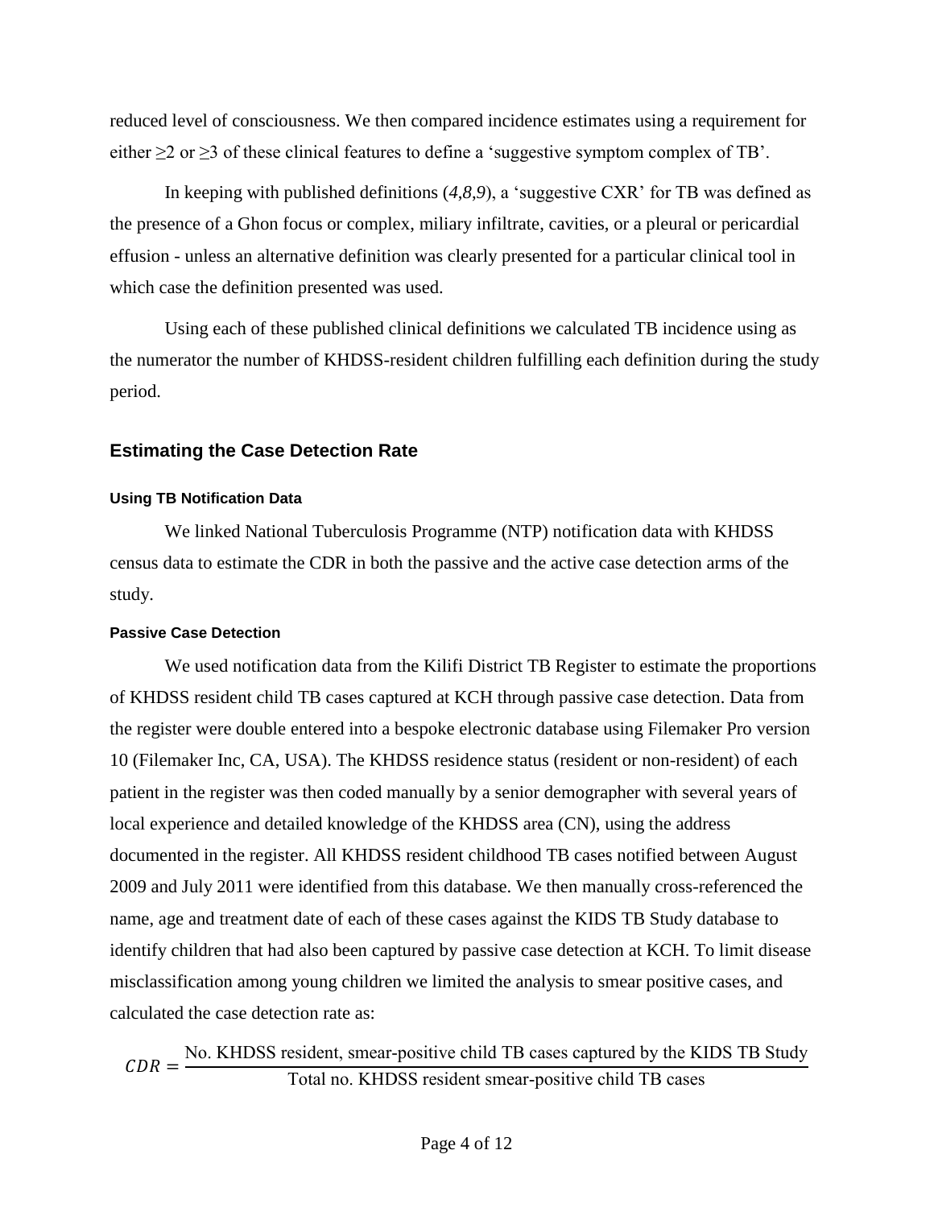reduced level of consciousness. We then compared incidence estimates using a requirement for either ≥2 or ≥3 of these clinical features to define a 'suggestive symptom complex of TB'.

In keeping with published definitions (*4*,*8*,*9*), a 'suggestive CXR' for TB was defined as the presence of a Ghon focus or complex, miliary infiltrate, cavities, or a pleural or pericardial effusion - unless an alternative definition was clearly presented for a particular clinical tool in which case the definition presented was used.

Using each of these published clinical definitions we calculated TB incidence using as the numerator the number of KHDSS-resident children fulfilling each definition during the study period.

## Estimating the Case Detection Rate

### Using TB Notification Data

We linked National Tuberculosis Programme (NTP) notification data with KHDSS census data to estimate the CDR in both the passive and the active case detection arms of the study.

### Passive Case Detection

We used notification data from the Kilifi District TB Register to estimate the proportions of KHDSS resident child TB cases captured at KCH through passive case detection. Data from the register were double entered into a bespoke electronic database using Filemaker Pro version 10 (Filemaker Inc, CA, USA). The KHDSS residence status (resident or non-resident) of each patient in the register was then coded manually by a senior demographer with several years of local experience and detailed knowledge of the KHDSS area (CN), using the address documented in the register. All KHDSS resident childhood TB cases notified between August 2009 and July 2011 were identified from this database. We then manually cross-referenced the name, age and treatment date of each of these cases against the KIDS TB Study database to identify children that had also been captured by passive case detection at KCH. To limit disease misclassification among young children we limited the analysis to smear positive cases, and calculated the case detection rate as:

$$CDR = \frac{\text{No. KHDSS resident, smear-positive child TB cases captured by the KIDS TB Study}}{\text{Total no. KHDSS resident smear-positive child TB cases}}$$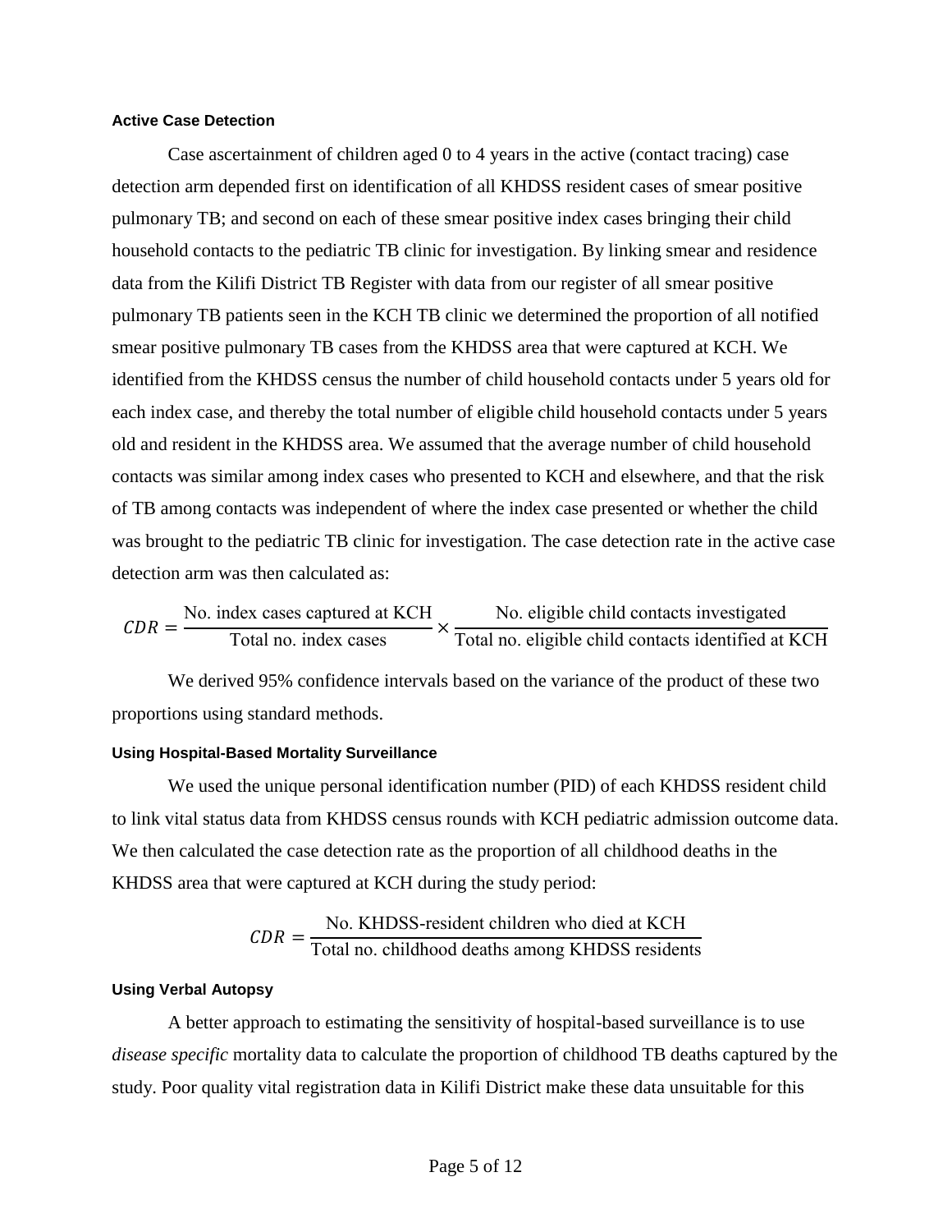### Active Case Detection

Case ascertainment of children aged 0 to 4 years in the active (contact tracing) case detection arm depended first on identification of all KHDSS resident cases of smear positive pulmonary TB; and second on each of these smear positive index cases bringing their child household contacts to the pediatric TB clinic for investigation. By linking smear and residence data from the Kilifi District TB Register with data from our register of all smear positive pulmonary TB patients seen in the KCH TB clinic we determined the proportion of all notified smear positive pulmonary TB cases from the KHDSS area that were captured at KCH. We identified from the KHDSS census the number of child household contacts under 5 years old for each index case, and thereby the total number of eligible child household contacts under 5 years old and resident in the KHDSS area. We assumed that the average number of child household contacts was similar among index cases who presented to KCH and elsewhere, and that the risk of TB among contacts was independent of where the index case presented or whether the child was brought to the pediatric TB clinic for investigation. The case detection rate in the active case detection arm was then calculated as:

$$CDR = \frac{\text{No. index cases captured at KCH}}{\text{Total no. index cases}} \times \frac{\text{No. eligible child contacts investigated}}{\text{Total no. eligible child contacts identified at KCH}}$$

We derived 95% confidence intervals based on the variance of the product of these two proportions using standard methods.

### Using Hospital-Based Mortality Surveillance

We used the unique personal identification number (PID) of each KHDSS resident child to link vital status data from KHDSS census rounds with KCH pediatric admission outcome data. We then calculated the case detection rate as the proportion of all childhood deaths in the KHDSS area that were captured at KCH during the study period:

$$CDR = \frac{\text{No. KHDSS-resident children who died at KCH}}{\text{Total no. childhood deaths among KHDSS residents}}$$

### Using Verbal Autopsy

A better approach to estimating the sensitivity of hospital-based surveillance is to use *disease specific* mortality data to calculate the proportion of childhood TB deaths captured by the study. Poor quality vital registration data in Kilifi District make these data unsuitable for this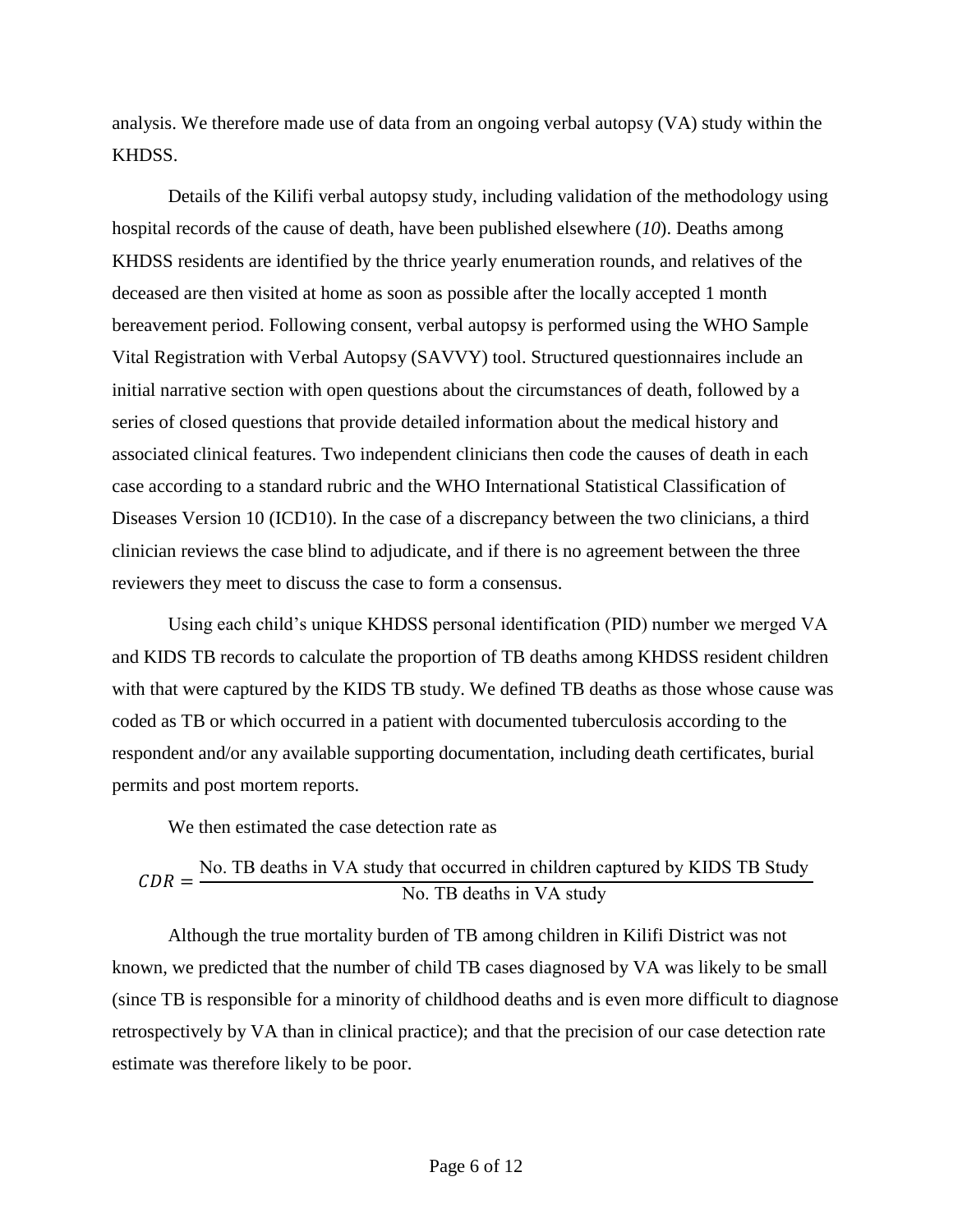analysis. We therefore made use of data from an ongoing verbal autopsy (VA) study within the KHDSS.

Details of the Kilifi verbal autopsy study, including validation of the methodology using hospital records of the cause of death, have been published elsewhere (*10*). Deaths among KHDSS residents are identified by the thrice yearly enumeration rounds, and relatives of the deceased are then visited at home as soon as possible after the locally accepted 1 month bereavement period. Following consent, verbal autopsy is performed using the WHO Sample Vital Registration with Verbal Autopsy (SAVVY) tool. Structured questionnaires include an initial narrative section with open questions about the circumstances of death, followed by a series of closed questions that provide detailed information about the medical history and associated clinical features. Two independent clinicians then code the causes of death in each case according to a standard rubric and the WHO International Statistical Classification of Diseases Version 10 (ICD10). In the case of a discrepancy between the two clinicians, a third clinician reviews the case blind to adjudicate, and if there is no agreement between the three reviewers they meet to discuss the case to form a consensus.

Using each child's unique KHDSS personal identification (PID) number we merged VA and KIDS TB records to calculate the proportion of TB deaths among KHDSS resident children with that were captured by the KIDS TB study. We defined TB deaths as those whose cause was coded as TB or which occurred in a patient with documented tuberculosis according to the respondent and/or any available supporting documentation, including death certificates, burial permits and post mortem reports.

We then estimated the case detection rate as

$$CDR = \frac{\text{No. TB deaths in VA study that occurred in children captured by KIDS TB Study}}{\text{No. TB deaths in VA study}}$$

Although the true mortality burden of TB among children in Kilifi District was not known, we predicted that the number of child TB cases diagnosed by VA was likely to be small (since TB is responsible for a minority of childhood deaths and is even more difficult to diagnose retrospectively by VA than in clinical practice); and that the precision of our case detection rate estimate was therefore likely to be poor.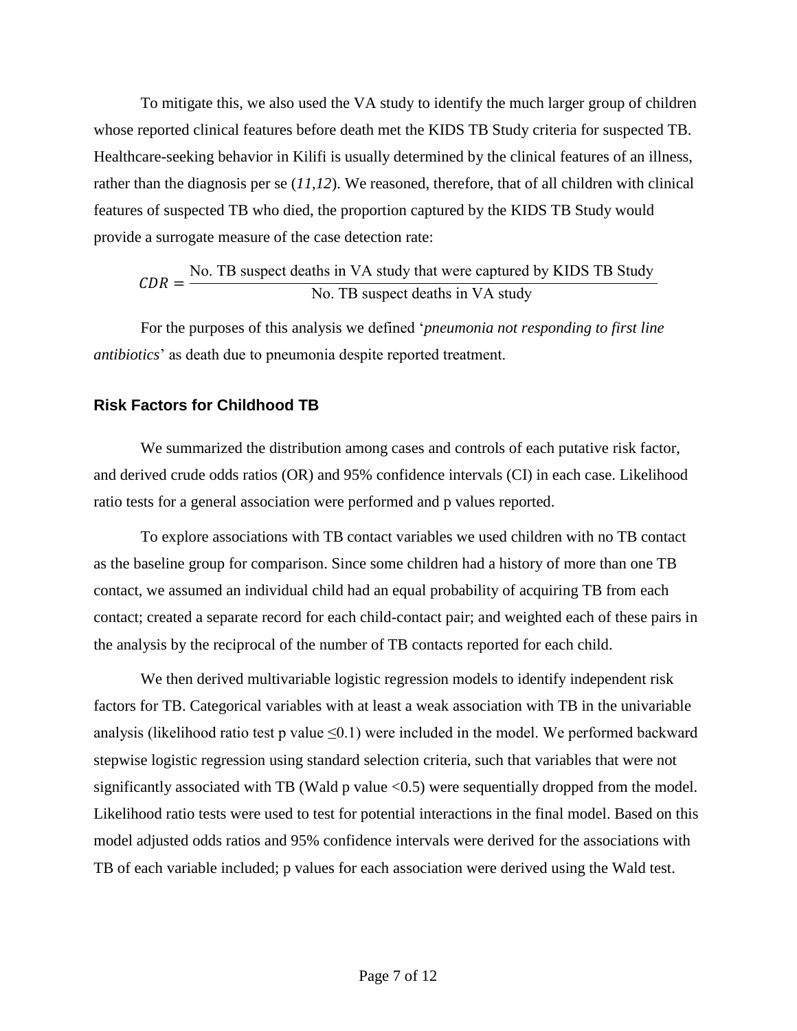To mitigate this, we also used the VA study to identify the much larger group of children whose reported clinical features before death met the KIDS TB Study criteria for suspected TB. Healthcare-seeking behavior in Kilifi is usually determined by the clinical features of an illness, rather than the diagnosis per se (*11*,*12*). We reasoned, therefore, that of all children with clinical features of suspected TB who died, the proportion captured by the KIDS TB Study would provide a surrogate measure of the case detection rate:

$$CDR = \frac{\text{No. TB suspect deaths in VA study that were captured by KIDS TB Study}}{\text{No. TB suspect deaths in VA study}}$$

For the purposes of this analysis we defined '*pneumonia not responding to first line antibiotics*' as death due to pneumonia despite reported treatment.

### Risk Factors for Childhood TB

We summarized the distribution among cases and controls of each putative risk factor, and derived crude odds ratios (OR) and 95% confidence intervals (CI) in each case. Likelihood ratio tests for a general association were performed and p values reported.

To explore associations with TB contact variables we used children with no TB contact as the baseline group for comparison. Since some children had a history of more than one TB contact, we assumed an individual child had an equal probability of acquiring TB from each contact; created a separate record for each child-contact pair; and weighted each of these pairs in the analysis by the reciprocal of the number of TB contacts reported for each child.

We then derived multivariable logistic regression models to identify independent risk factors for TB. Categorical variables with at least a weak association with TB in the univariable analysis (likelihood ratio test p value $\leq 0.1$) were included in the model. We performed backward stepwise logistic regression using standard selection criteria, such that variables that were not significantly associated with TB (Wald p value $<0.5$) were sequentially dropped from the model. Likelihood ratio tests were used to test for potential interactions in the final model. Based on this model adjusted odds ratios and 95% confidence intervals were derived for the associations with TB of each variable included; p values for each association were derived using the Wald test.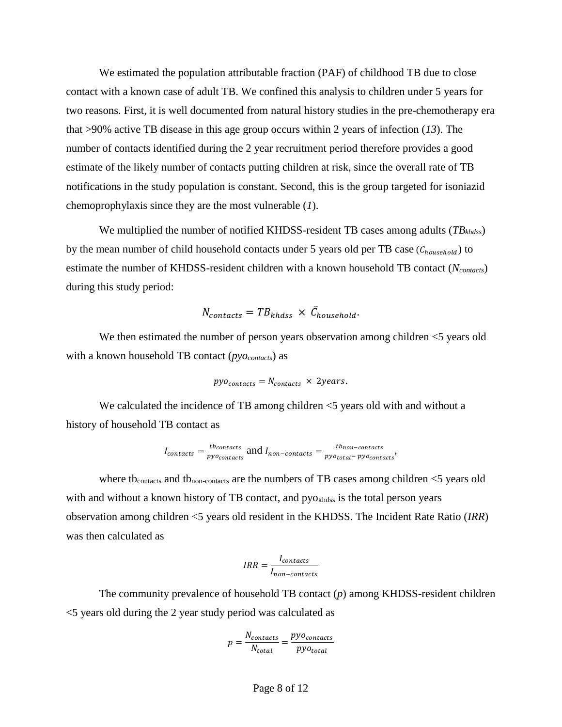We estimated the population attributable fraction (PAF) of childhood TB due to close contact with a known case of adult TB. We confined this analysis to children under 5 years for two reasons. First, it is well documented from natural history studies in the pre-chemotherapy era that >90% active TB disease in this age group occurs within 2 years of infection (*13*). The number of contacts identified during the 2 year recruitment period therefore provides a good estimate of the likely number of contacts putting children at risk, since the overall rate of TB notifications in the study population is constant. Second, this is the group targeted for isoniazid chemoprophylaxis since they are the most vulnerable (*1*).

We multiplied the number of notified KHDSS-resident TB cases among adults ($TB_{khdss}$) by the mean number of child household contacts under 5 years old per TB case ($\bar{C}_{household}$) to estimate the number of KHDSS-resident children with a known household TB contact ($N_{contacts}$) during this study period:

$$N_{contacts} = TB_{khdss} \times \bar{C}_{household}.$$

We then estimated the number of person years observation among children <5 years old with a known household TB contact ($pyo_{contacts}$) as

$$pyo_{contacts} = N_{contacts} \times 2years.$$

We calculated the incidence of TB among children <5 years old with and without a history of household TB contact as

$$I_{contacts} = \frac{tb_{contacts}}{pyo_{contacts}} \text{ and } I_{non-contacts} = \frac{tb_{non-contacts}}{pyo_{total} - pyo_{contacts}},$$

where $tb_{contacts}$ and $tb_{non-contacts}$ are the numbers of TB cases among children <5 years old with and without a known history of TB contact, and $pyo_{khdss}$ is the total person years observation among children <5 years old resident in the KHDSS. The Incident Rate Ratio (*IRR*) was then calculated as

$$IRR = \frac{I_{contacts}}{I_{non-contacts}}$$

The community prevalence of household TB contact ($p$) among KHDSS-resident children <5 years old during the 2 year study period was calculated as

$$p = \frac{N_{contacts}}{N_{total}} = \frac{pyo_{contacts}}{pyo_{total}}$$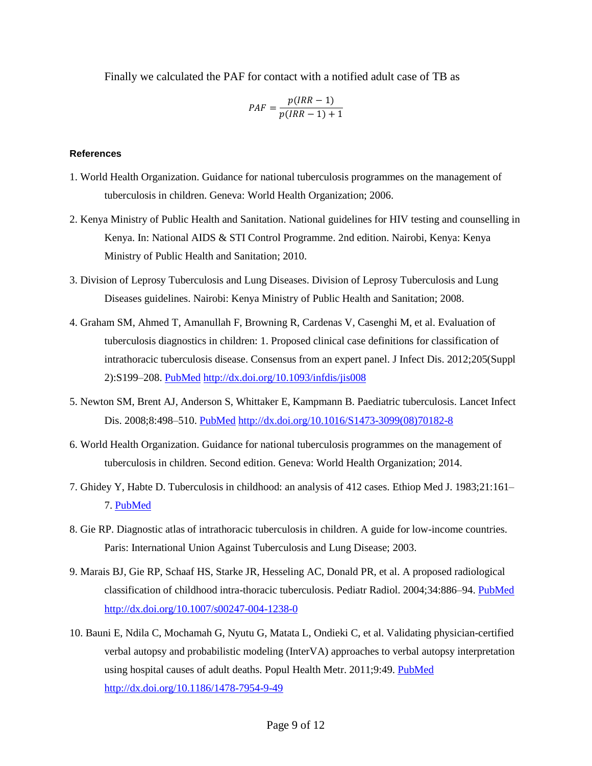Finally we calculated the PAF for contact with a notified adult case of TB as

$$PAF = \frac{p(IRR - 1)}{p(IRR - 1) + 1}$$

### References

1. World Health Organization. Guidance for national tuberculosis programmes on the management of tuberculosis in children. Geneva: World Health Organization; 2006.

2. Kenya Ministry of Public Health and Sanitation. National guidelines for HIV testing and counselling in Kenya. In: National AIDS & STI Control Programme. 2nd edition. Nairobi, Kenya: Kenya Ministry of Public Health and Sanitation; 2010.

3. Division of Leprosy Tuberculosis and Lung Diseases. Division of Leprosy Tuberculosis and Lung Diseases guidelines. Nairobi: Kenya Ministry of Public Health and Sanitation; 2008.

4. Graham SM, Ahmed T, Amanullah F, Browning R, Cardenas V, Casenghi M, et al. Evaluation of tuberculosis diagnostics in children: 1. Proposed clinical case definitions for classification of intrathoracic tuberculosis disease. Consensus from an expert panel. J Infect Dis. 2012;205(Suppl 2):S199–208. PubMed http://dx.doi.org/10.1093/infdis/jis008

5. Newton SM, Brent AJ, Anderson S, Whittaker E, Kampmann B. Paediatric tuberculosis. Lancet Infect Dis. 2008;8:498–510. PubMed http://dx.doi.org/10.1016/S1473-3099(08)70182-8

6. World Health Organization. Guidance for national tuberculosis programmes on the management of tuberculosis in children. Second edition. Geneva: World Health Organization; 2014.

7. Ghidey Y, Habte D. Tuberculosis in childhood: an analysis of 412 cases. Ethiop Med J. 1983;21:161–7. PubMed

8. Gie RP. Diagnostic atlas of intrathoracic tuberculosis in children. A guide for low-income countries. Paris: International Union Against Tuberculosis and Lung Disease; 2003.

9. Marais BJ, Gie RP, Schaaf HS, Starke JR, Hesseling AC, Donald PR, et al. A proposed radiological classification of childhood intra-thoracic tuberculosis. Pediatr Radiol. 2004;34:886–94. PubMed http://dx.doi.org/10.1007/s00247-004-1238-0

10. Bauni E, Ndila C, Mochamah G, Nyutu G, Matata L, Ondieki C, et al. Validating physician-certified verbal autopsy and probabilistic modeling (InterVA) approaches to verbal autopsy interpretation using hospital causes of adult deaths. Popul Health Metr. 2011;9:49. PubMed http://dx.doi.org/10.1186/1478-7954-9-49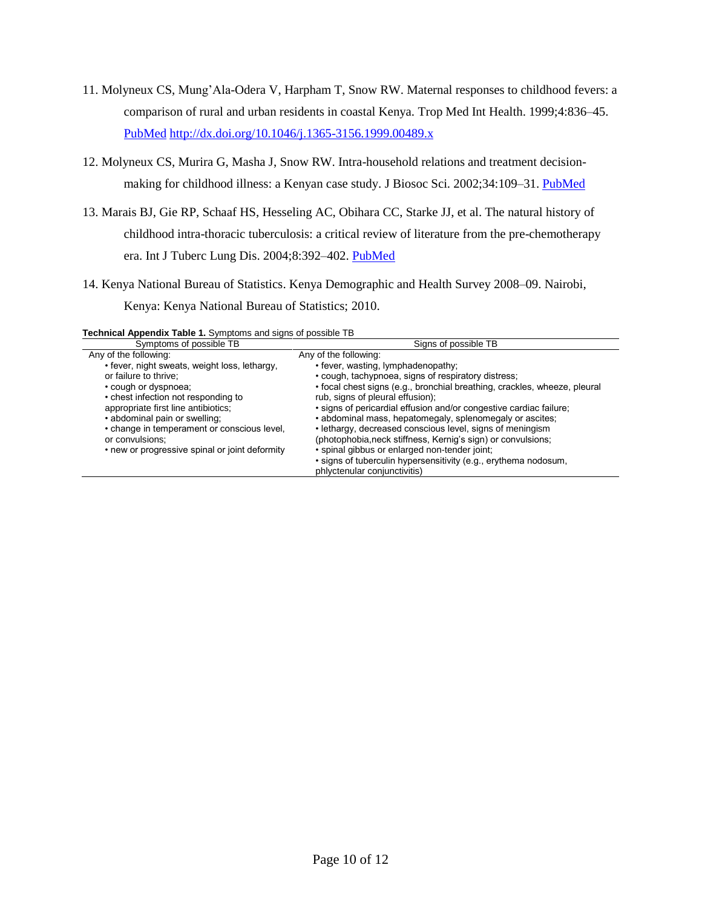11. Molyneux CS, Mung'Ala-Odera V, Harpham T, Snow RW. Maternal responses to childhood fevers: a comparison of rural and urban residents in coastal Kenya. Trop Med Int Health. 1999;4:836–45. PubMed http://dx.doi.org/10.1046/j.1365-3156.1999.00489.x

12. Molyneux CS, Murira G, Masha J, Snow RW. Intra-household relations and treatment decision-making for childhood illness: a Kenyan case study. J Biosoc Sci. 2002;34:109–31. PubMed

13. Marais BJ, Gie RP, Schaaf HS, Hesseling AC, Obihara CC, Starke JJ, et al. The natural history of childhood intra-thoracic tuberculosis: a critical review of literature from the pre-chemotherapy era. Int J Tuberc Lung Dis. 2004;8:392–402. PubMed

14. Kenya National Bureau of Statistics. Kenya Demographic and Health Survey 2008–09. Nairobi, Kenya: Kenya National Bureau of Statistics; 2010.

**Technical Appendix Table 1.** Symptoms and signs of possible TB

| Symptoms of possible TB | Signs of possible TB |
|---|---|
| Any of the following:<br>• fever, night sweats, weight loss, lethargy, or failure to thrive;<br>• cough or dyspnoea;<br>• chest infection not responding to appropriate first line antibiotics;<br>• abdominal pain or swelling;<br>• change in temperament or conscious level, or convulsions;<br>• new or progressive spinal or joint deformity | Any of the following:<br>• fever, wasting, lymphadenopathy;<br>• cough, tachypnoea, signs of respiratory distress;<br>• focal chest signs (e.g., bronchial breathing, crackles, wheeze, pleural rub, signs of pleural effusion);<br>• signs of pericardial effusion and/or congestive cardiac failure;<br>• abdominal mass, hepatomegaly, splenomegaly or ascites;<br>• lethargy, decreased conscious level, signs of meningism (photophobia,neck stiffness, Kernig's sign) or convulsions;<br>• spinal gibbus or enlarged non-tender joint;<br>• signs of tuberculin hypersensitivity (e.g., erythema nodosum, phlyctenular conjunctivitis) |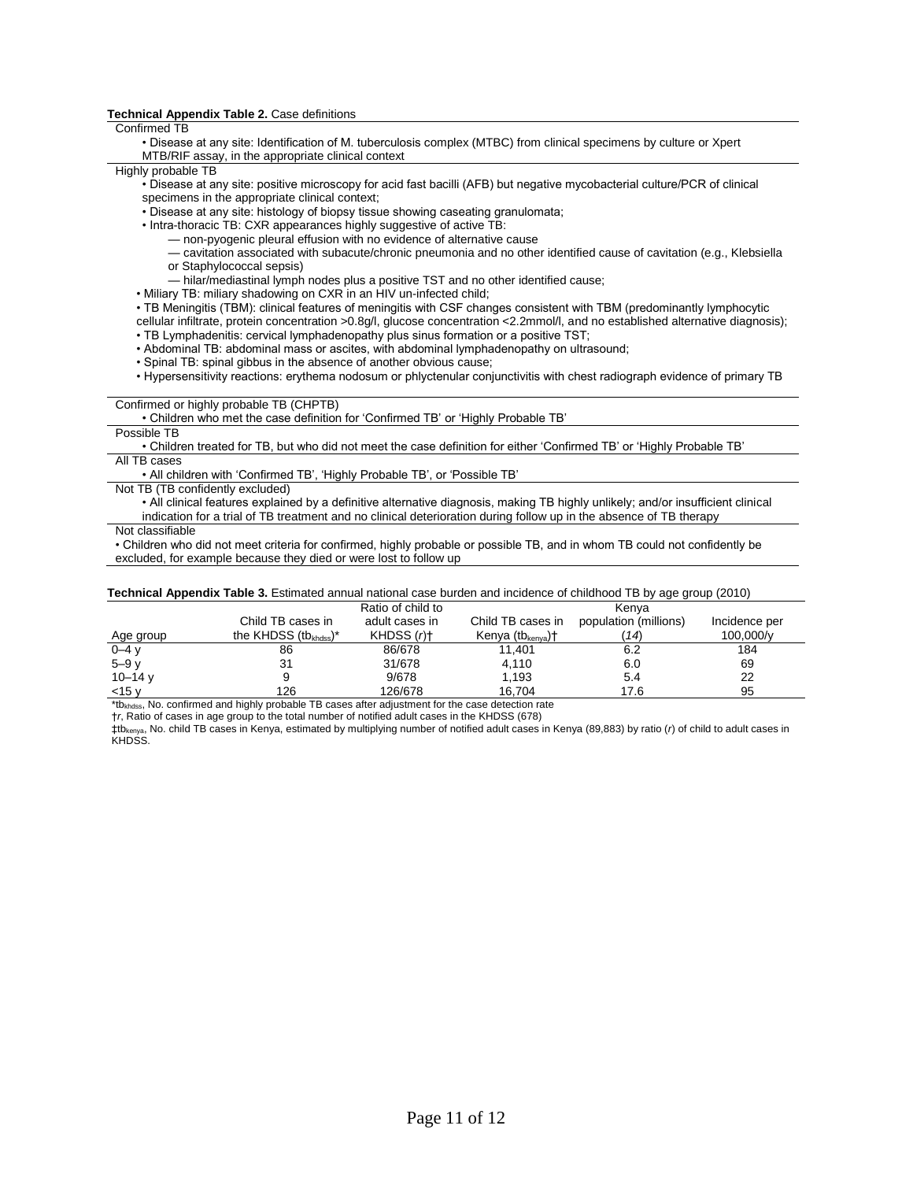**Technical Appendix Table 2.** Case definitions

| | |
|---|---|
| Confirmed TB | • Disease at any site: Identification of M. tuberculosis complex (MTBC) from clinical specimens by culture or Xpert MTB/RIF assay, in the appropriate clinical context |
| Highly probable TB | • Disease at any site: positive microscopy for acid fast bacilli (AFB) but negative mycobacterial culture/PCR of clinical specimens in the appropriate clinical context;<br>• Disease at any site: histology of biopsy tissue showing caseating granulomata;<br>• Intra-thoracic TB: CXR appearances highly suggestive of active TB:<br>— non-pyogenic pleural effusion with no evidence of alternative cause<br>— cavitation associated with subacute/chronic pneumonia and no other identified cause of cavitation (e.g., Klebsiella or Staphylococcal sepsis)<br>— hilar/mediastinal lymph nodes plus a positive TST and no other identified cause;<br>• Miliary TB: miliary shadowing on CXR in an HIV un-infected child;<br>• TB Meningitis (TBM): clinical features of meningitis with CSF changes consistent with TBM (predominantly lymphocytic cellular infiltrate, protein concentration >0.8g/l, glucose concentration <2.2mmol/l, and no established alternative diagnosis);<br>• TB Lymphadenitis: cervical lymphadenopathy plus sinus formation or a positive TST;<br>• Abdominal TB: abdominal mass or ascites, with abdominal lymphadenopathy on ultrasound;<br>• Spinal TB: spinal gibbus in the absence of another obvious cause;<br>• Hypersensitivity reactions: erythema nodosum or phlyctenular conjunctivitis with chest radiograph evidence of primary TB |
| Confirmed or highly probable TB (CHPTB) | • Children who met the case definition for 'Confirmed TB' or 'Highly Probable TB' |
| Possible TB | • Children treated for TB, but who did not meet the case definition for either 'Confirmed TB' or 'Highly Probable TB' |
| All TB cases | • All children with 'Confirmed TB', 'Highly Probable TB', or 'Possible TB' |
| Not TB (TB confidently excluded) | • All clinical features explained by a definitive alternative diagnosis, making TB highly unlikely; and/or insufficient clinical indication for a trial of TB treatment and no clinical deterioration during follow up in the absence of TB therapy |
| Not classifiable | • Children who did not meet criteria for confirmed, highly probable or possible TB, and in whom TB could not confidently be excluded, for example because they died or were lost to follow up |

**Technical Appendix Table 3.** Estimated annual national case burden and incidence of childhood TB by age group (2010)

| Age group | Child TB cases in the KHDSS ($tb_{khdss}$)* | Ratio of child to adult cases in KHDSS ($r$)† | Child TB cases in Kenya ($tb_{kenya}$)† | Kenya population (millions) (*14*) | Incidence per 100,000/y |
|---|---|---|---|---|---|
| 0–4 y | 86 | 86/678 | 11,401 | 6.2 | 184 |
| 5–9 y | 31 | 31/678 | 4,110 | 6.0 | 69 |
| 10–14 y | 9 | 9/678 | 1,193 | 5.4 | 22 |
| <15 y | 126 | 126/678 | 16,704 | 17.6 | 95 |

*$tb_{khdss}$, No. confirmed and highly probable TB cases after adjustment for the case detection rate

†$r$, Ratio of cases in age group to the total number of notified adult cases in the KHDSS (678)

‡$tb_{kenya}$, No. child TB cases in Kenya, estimated by multiplying number of notified adult cases in Kenya (89,883) by ratio ($r$) of child to adult cases in KHDSS.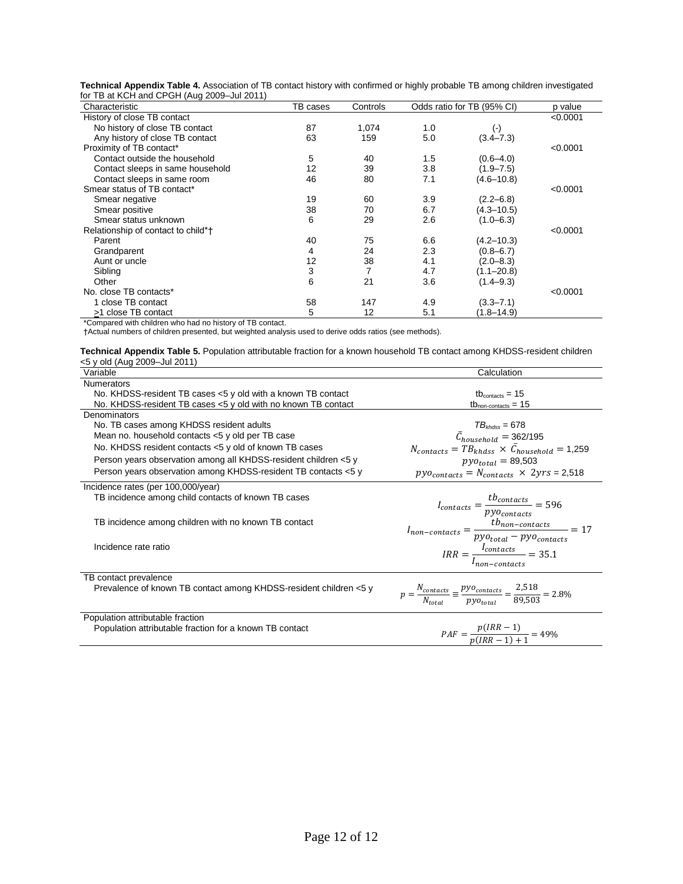**Technical Appendix Table 4.** Association of TB contact history with confirmed or highly probable TB among children investigated for TB at KCH and CPGH (Aug 2009–Jul 2011)

| Characteristic | TB cases | Controls | Odds ratio for TB (95% CI) | | p value |
|---|---|---|---|---|---|
| History of close TB contact | | | | | <0.0001 |
| No history of close TB contact | 87 | 1,074 | 1.0 | (-) | |
| Any history of close TB contact | 63 | 159 | 5.0 | (3.4–7.3) | |
| Proximity of TB contact* | | | | | <0.0001 |
| Contact outside the household | 5 | 40 | 1.5 | (0.6–4.0) | |
| Contact sleeps in same household | 12 | 39 | 3.8 | (1.9–7.5) | |
| Contact sleeps in same room | 46 | 80 | 7.1 | (4.6–10.8) | |
| Smear status of TB contact* | | | | | <0.0001 |
| Smear negative | 19 | 60 | 3.9 | (2.2–6.8) | |
| Smear positive | 38 | 70 | 6.7 | (4.3–10.5) | |
| Smear status unknown | 6 | 29 | 2.6 | (1.0–6.3) | |
| Relationship of contact to child*† | | | | | <0.0001 |
| Parent | 40 | 75 | 6.6 | (4.2–10.3) | |
| Grandparent | 4 | 24 | 2.3 | (0.8–6.7) | |
| Aunt or uncle | 12 | 38 | 4.1 | (2.0–8.3) | |
| Sibling | 3 | 7 | 4.7 | (1.1–20.8) | |
| Other | 6 | 21 | 3.6 | (1.4–9.3) | |
| No. close TB contacts* | | | | | <0.0001 |
| 1 close TB contact | 58 | 147 | 4.9 | (3.3–7.1) | |
| ≥1 close TB contact | 5 | 12 | 5.1 | (1.8–14.9) | |

*Compared with children who had no history of TB contact.
†Actual numbers of children presented, but weighted analysis used to derive odds ratios (see methods).

**Technical Appendix Table 5.** Population attributable fraction for a known household TB contact among KHDSS-resident children <5 y old (Aug 2009–Jul 2011)

| Variable | Calculation |
|---|---|
| **Numerators** | |
| No. KHDSS-resident TB cases <5 y old with a known TB contact | $tb_{contacts} = 15$ |
| No. KHDSS-resident TB cases <5 y old with no known TB contact | $tb_{non\text{-}contacts} = 15$ |
| **Denominators** | |
| No. TB cases among KHDSS resident adults | $TB_{khdss} = 678$ |
| Mean no. household contacts <5 y old per TB case | $\bar{C}_{household} = 362/195$ |
| No. KHDSS resident contacts <5 y old of known TB cases | $N_{contacts} = TB_{khdss} \times \bar{C}_{household} = 1{,}259$ |
| Person years observation among all KHDSS-resident children <5 y | $pyo_{total} = 89{,}503$ |
| Person years observation among KHDSS-resident TB contacts <5 y | $pyo_{contacts} = N_{contacts} \times 2yrs = 2{,}518$ |
| **Incidence rates (per 100,000/year)** | |
| TB incidence among child contacts of known TB cases | $I_{contacts} = \dfrac{tb_{contacts}}{pyo_{contacts}} = 596$ |
| TB incidence among children with no known TB contact | $I_{non-contacts} = \dfrac{tb_{non-contacts}}{pyo_{total} - pyo_{contacts}} = 17$ |
| Incidence rate ratio | $IRR = \dfrac{I_{contacts}}{I_{non-contacts}} = 35.1$ |
| **TB contact prevalence** | |
| Prevalence of known TB contact among KHDSS-resident children <5 y | $p = \dfrac{N_{contacts}}{N_{total}} \equiv \dfrac{pyo_{contacts}}{pyo_{total}} = \dfrac{2{,}518}{89{,}503} = 2.8\%$ |
| **Population attributable fraction** | |
| Population attributable fraction for a known TB contact | $PAF = \dfrac{p(IRR-1)}{p(IRR-1)+1} = 49\%$ |